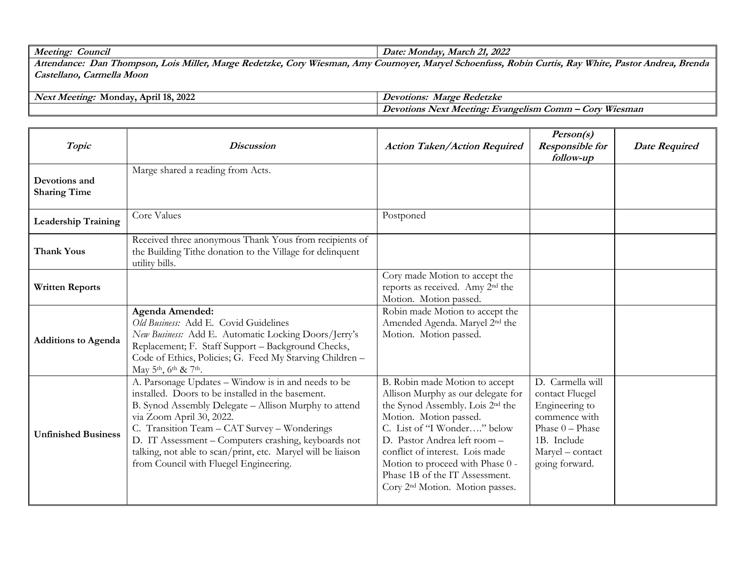| **Meeting: Council** | **Date: Monday, March 21, 2022** |
|---|---|
| **Attendance: Dan Thompson, Lois Miller, Marge Redetzke, Cory Wiesman, Amy Cournoyer, Maryel Schoenfuss, Robin Curtis, Ray White, Pastor Andrea, Brenda Castellano, Carmella Moon** | |
| **Next Meeting: Monday, April 18, 2022** | **Devotions: Marge Redetzke** |
| | **Devotions Next Meeting: Evangelism Comm – Cory Wiesman** |

| *Topic* | *Discussion* | *Action Taken/Action Required* | *Person(s) Responsible for follow-up* | *Date Required* |
|---|---|---|---|---|
| **Devotions and Sharing Time** | Marge shared a reading from Acts. | | | |
| **Leadership Training** | Core Values | Postponed | | |
| **Thank Yous** | Received three anonymous Thank Yous from recipients of the Building Tithe donation to the Village for delinquent utility bills. | | | |
| **Written Reports** | | Cory made Motion to accept the reports as received. Amy 2nd the Motion. Motion passed. | | |
| **Additions to Agenda** | **Agenda Amended:**<br>*Old Business:* Add E. Covid Guidelines<br>*New Business:* Add E. Automatic Locking Doors/Jerry's Replacement; F. Staff Support – Background Checks, Code of Ethics, Policies; G. Feed My Starving Children – May 5th, 6th & 7th. | Robin made Motion to accept the Amended Agenda. Maryel 2nd the Motion. Motion passed. | | |
| **Unfinished Business** | A. Parsonage Updates – Window is in and needs to be installed. Doors to be installed in the basement.<br>B. Synod Assembly Delegate – Allison Murphy to attend via Zoom April 30, 2022.<br>C. Transition Team – CAT Survey – Wonderings<br>D. IT Assessment – Computers crashing, keyboards not talking, not able to scan/print, etc. Maryel will be liaison from Council with Fluegel Engineering. | B. Robin made Motion to accept Allison Murphy as our delegate for the Synod Assembly. Lois 2nd the Motion. Motion passed.<br>C. List of "I Wonder…." below<br>D. Pastor Andrea left room – conflict of interest. Lois made Motion to proceed with Phase 0 - Phase 1B of the IT Assessment. Cory 2nd Motion. Motion passes. | D. Carmella will contact Fluegel Engineering to commence with Phase 0 – Phase 1B. Include Maryel – contact going forward. | |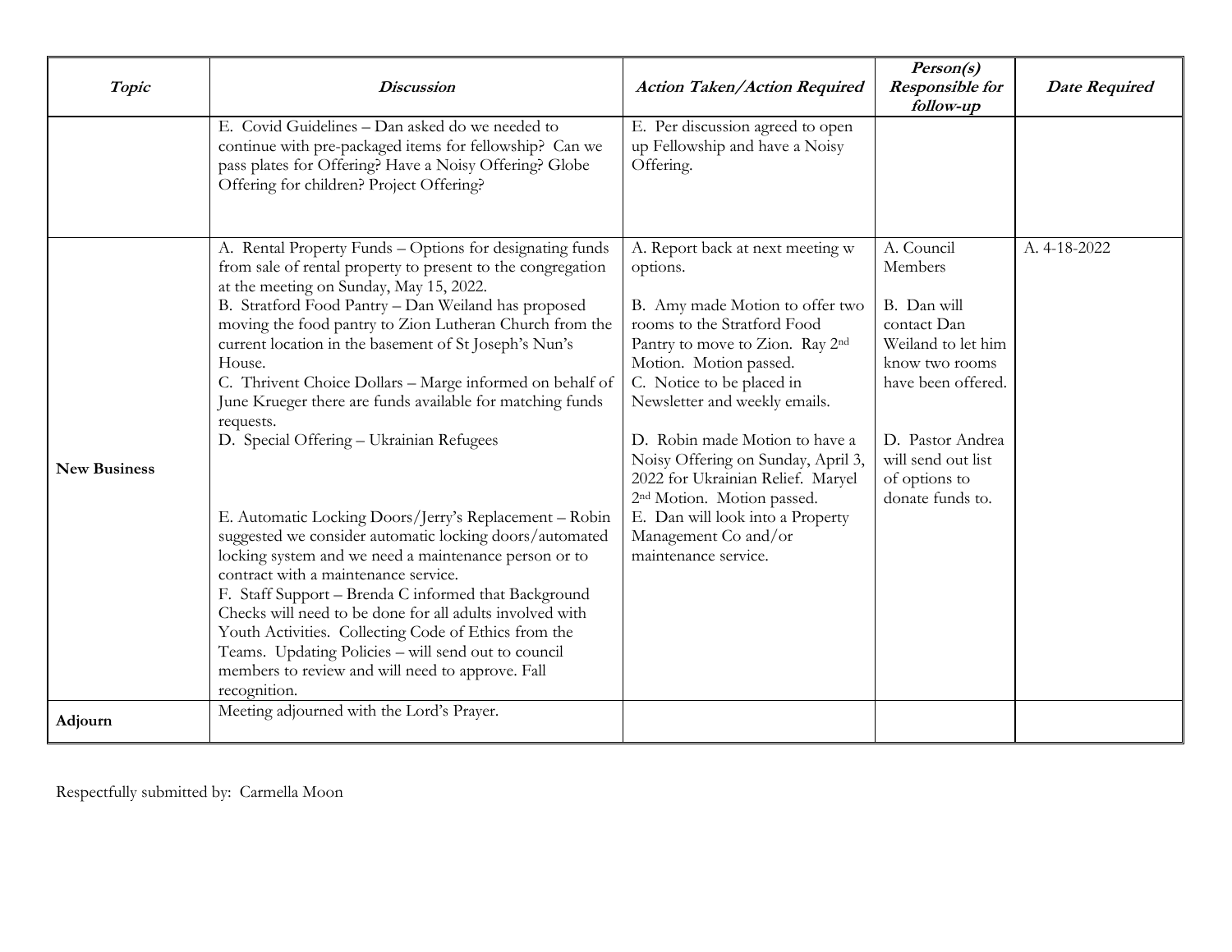| *Topic* | *Discussion* | *Action Taken/Action Required* | *Person(s) Responsible for follow-up* | *Date Required* |
|---|---|---|---|---|
| | E. Covid Guidelines – Dan asked do we needed to continue with pre-packaged items for fellowship? Can we pass plates for Offering? Have a Noisy Offering? Globe Offering for children? Project Offering? | E. Per discussion agreed to open up Fellowship and have a Noisy Offering. | | |
| **New Business** | A. Rental Property Funds – Options for designating funds from sale of rental property to present to the congregation at the meeting on Sunday, May 15, 2022.<br>B. Stratford Food Pantry – Dan Weiland has proposed moving the food pantry to Zion Lutheran Church from the current location in the basement of St Joseph's Nun's House.<br>C. Thrivent Choice Dollars – Marge informed on behalf of June Krueger there are funds available for matching funds requests.<br>D. Special Offering – Ukrainian Refugees<br>E. Automatic Locking Doors/Jerry's Replacement – Robin suggested we consider automatic locking doors/automated locking system and we need a maintenance person or to contract with a maintenance service.<br>F. Staff Support – Brenda C informed that Background Checks will need to be done for all adults involved with Youth Activities. Collecting Code of Ethics from the Teams. Updating Policies – will send out to council members to review and will need to approve. Fall recognition. | A. Report back at next meeting w options.<br>B. Amy made Motion to offer two rooms to the Stratford Food Pantry to move to Zion. Ray 2nd Motion. Motion passed.<br>C. Notice to be placed in Newsletter and weekly emails.<br>D. Robin made Motion to have a Noisy Offering on Sunday, April 3, 2022 for Ukrainian Relief. Maryel 2nd Motion. Motion passed.<br>E. Dan will look into a Property Management Co and/or maintenance service. | A. Council Members<br>B. Dan will contact Dan Weiland to let him know two rooms have been offered.<br>D. Pastor Andrea will send out list of options to donate funds to. | A. 4-18-2022 |
| **Adjourn** | Meeting adjourned with the Lord's Prayer. | | | |

Respectfully submitted by: Carmella Moon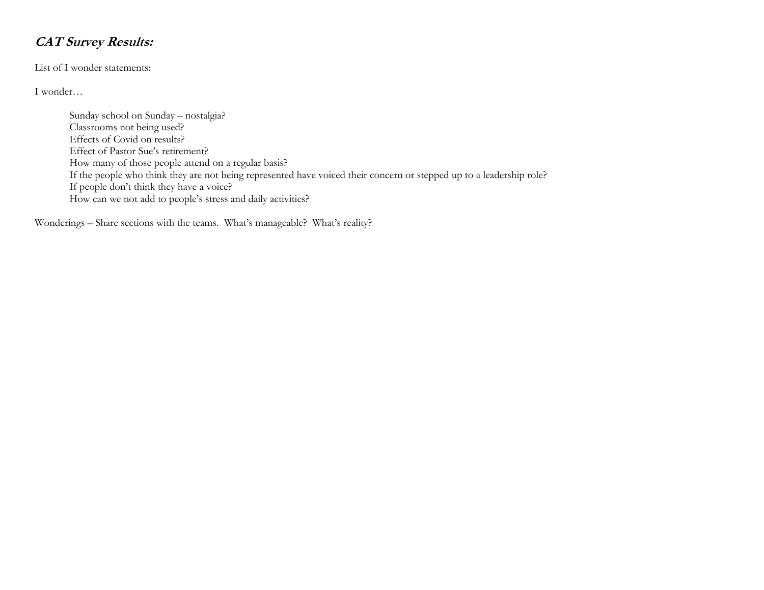***CAT Survey Results:***

List of I wonder statements:

I wonder…

- Sunday school on Sunday – nostalgia?
- Classrooms not being used?
- Effects of Covid on results?
- Effect of Pastor Sue's retirement?
- How many of those people attend on a regular basis?
- If the people who think they are not being represented have voiced their concern or stepped up to a leadership role?
- If people don't think they have a voice?
- How can we not add to people's stress and daily activities?

Wonderings – Share sections with the teams. What's manageable? What's reality?